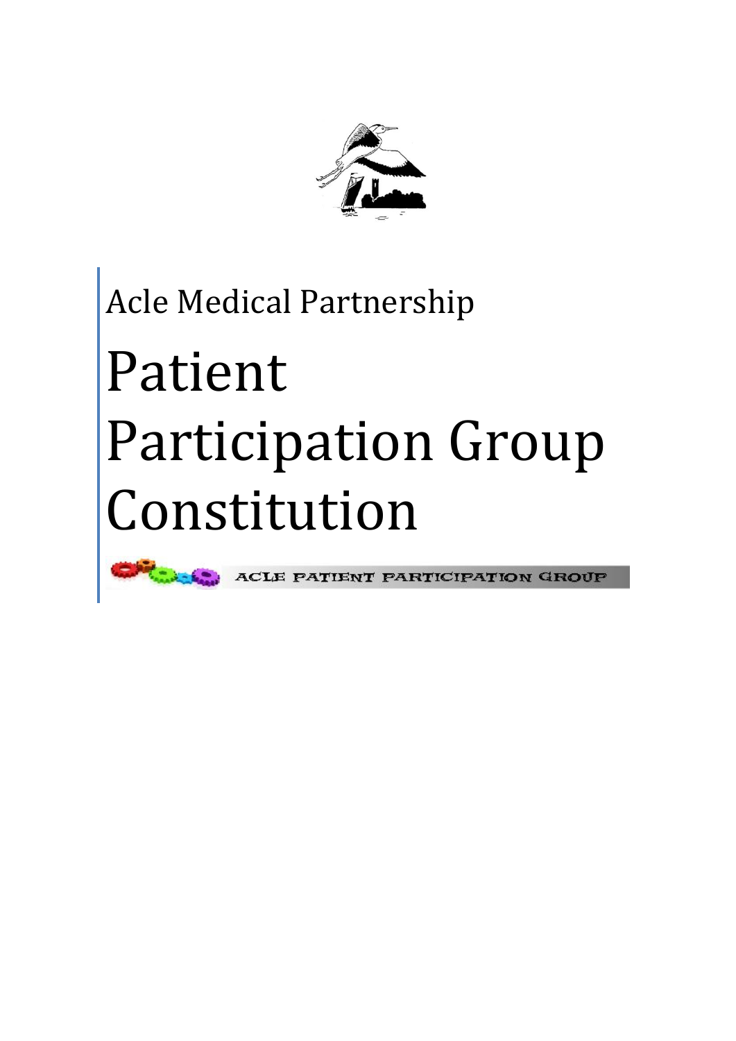Acle Medical Partnership

# Patient Participation Group Constitution

ACLE PATIENT PARTICIPATION GROUP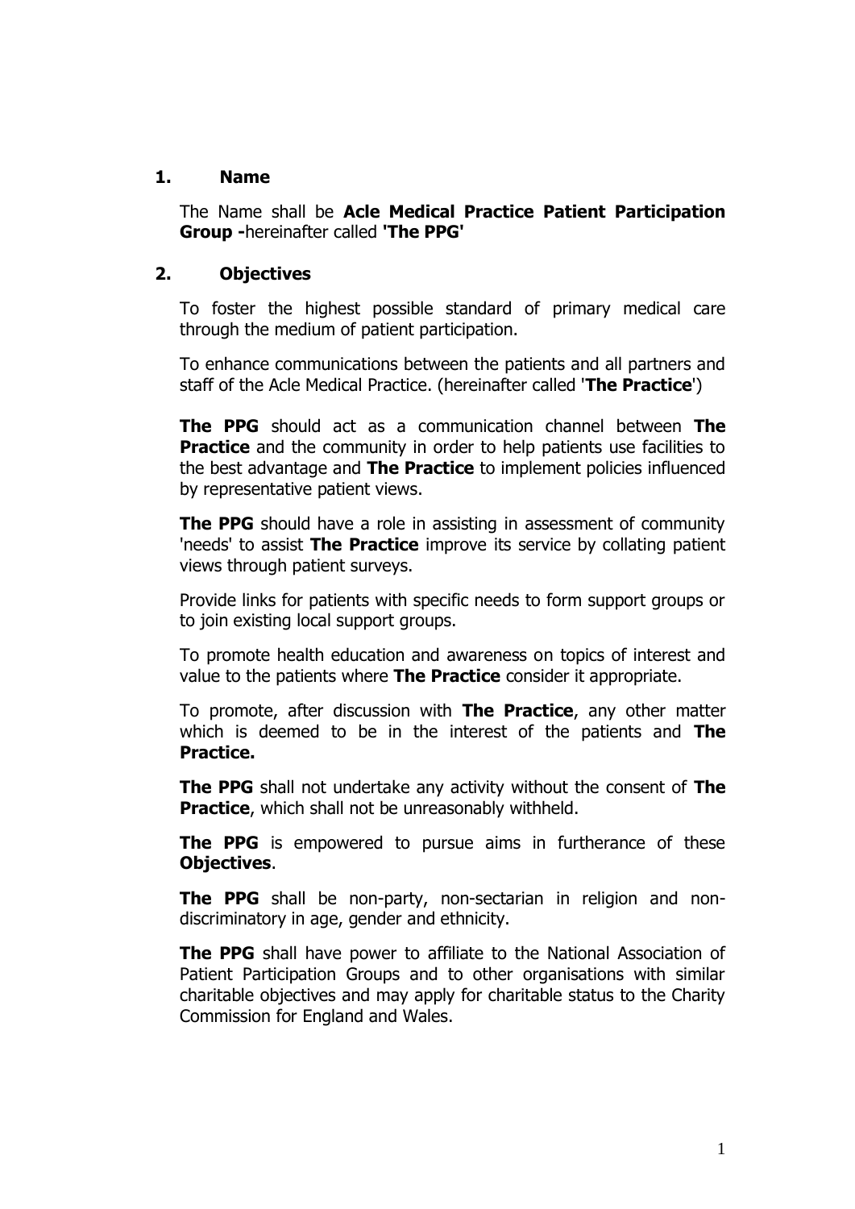## 1. Name

The Name shall be **Acle Medical Practice Patient Participation Group -**hereinafter called **'The PPG'**

## 2. Objectives

To foster the highest possible standard of primary medical care through the medium of patient participation.

To enhance communications between the patients and all partners and staff of the Acle Medical Practice. (hereinafter called '**The Practice**')

**The PPG** should act as a communication channel between **The Practice** and the community in order to help patients use facilities to the best advantage and **The Practice** to implement policies influenced by representative patient views.

**The PPG** should have a role in assisting in assessment of community 'needs' to assist **The Practice** improve its service by collating patient views through patient surveys.

Provide links for patients with specific needs to form support groups or to join existing local support groups.

To promote health education and awareness on topics of interest and value to the patients where **The Practice** consider it appropriate.

To promote, after discussion with **The Practice**, any other matter which is deemed to be in the interest of the patients and **The Practice.**

**The PPG** shall not undertake any activity without the consent of **The Practice**, which shall not be unreasonably withheld.

**The PPG** is empowered to pursue aims in furtherance of these **Objectives**.

**The PPG** shall be non-party, non-sectarian in religion and non-discriminatory in age, gender and ethnicity.

**The PPG** shall have power to affiliate to the National Association of Patient Participation Groups and to other organisations with similar charitable objectives and may apply for charitable status to the Charity Commission for England and Wales.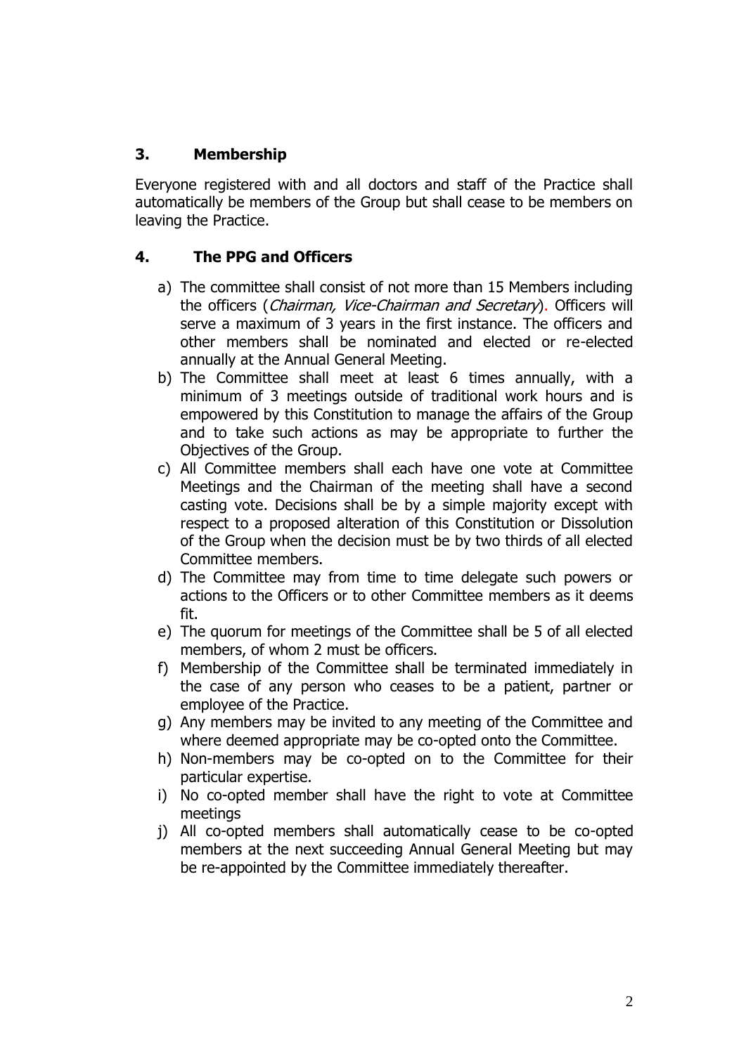## 3. Membership

Everyone registered with and all doctors and staff of the Practice shall automatically be members of the Group but shall cease to be members on leaving the Practice.

## 4. The PPG and Officers

a) The committee shall consist of not more than 15 Members including the officers (*Chairman, Vice-Chairman and Secretary*). Officers will serve a maximum of 3 years in the first instance. The officers and other members shall be nominated and elected or re-elected annually at the Annual General Meeting.
b) The Committee shall meet at least 6 times annually, with a minimum of 3 meetings outside of traditional work hours and is empowered by this Constitution to manage the affairs of the Group and to take such actions as may be appropriate to further the Objectives of the Group.
c) All Committee members shall each have one vote at Committee Meetings and the Chairman of the meeting shall have a second casting vote. Decisions shall be by a simple majority except with respect to a proposed alteration of this Constitution or Dissolution of the Group when the decision must be by two thirds of all elected Committee members.
d) The Committee may from time to time delegate such powers or actions to the Officers or to other Committee members as it deems fit.
e) The quorum for meetings of the Committee shall be 5 of all elected members, of whom 2 must be officers.
f) Membership of the Committee shall be terminated immediately in the case of any person who ceases to be a patient, partner or employee of the Practice.
g) Any members may be invited to any meeting of the Committee and where deemed appropriate may be co-opted onto the Committee.
h) Non-members may be co-opted on to the Committee for their particular expertise.
i) No co-opted member shall have the right to vote at Committee meetings
j) All co-opted members shall automatically cease to be co-opted members at the next succeeding Annual General Meeting but may be re-appointed by the Committee immediately thereafter.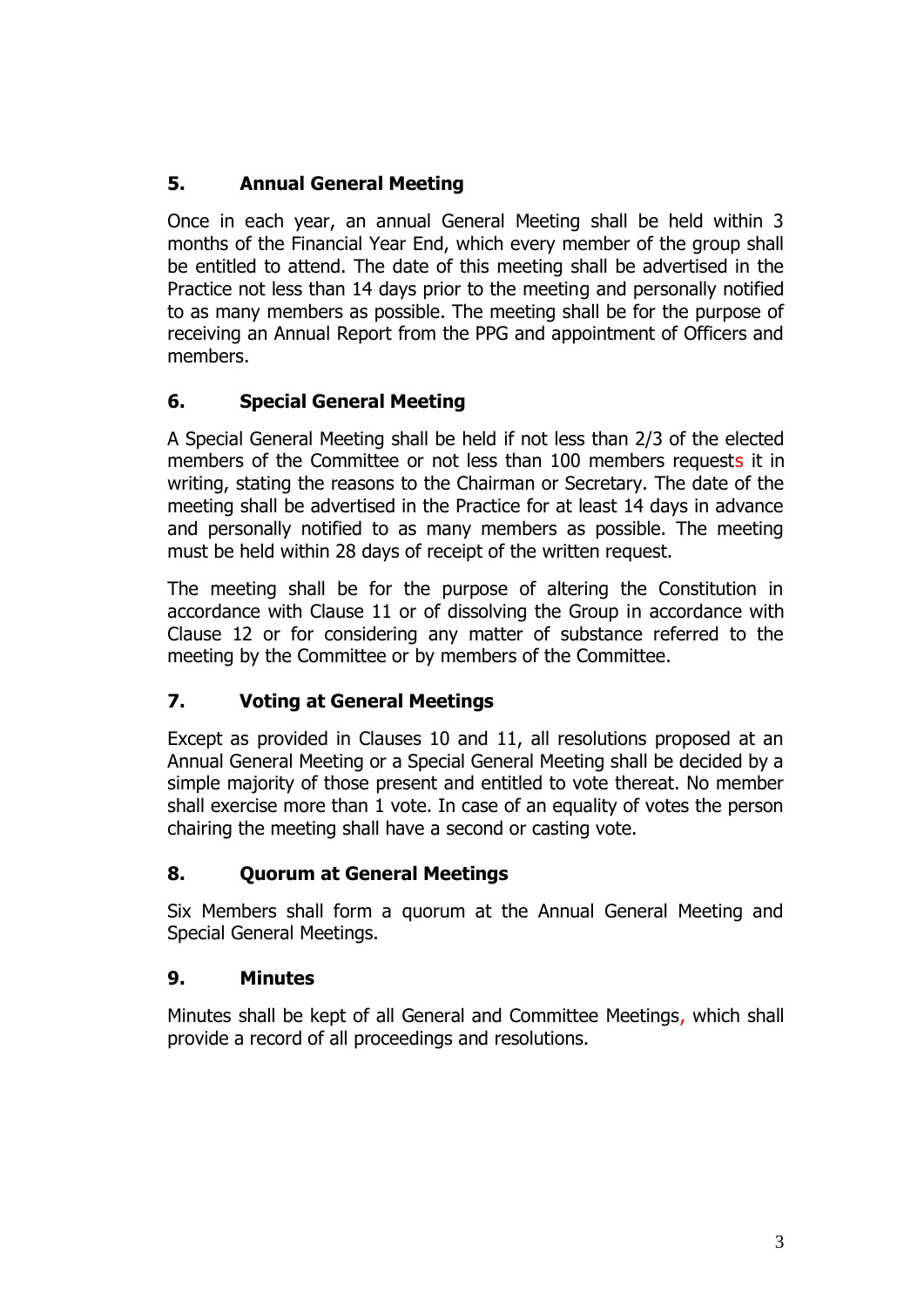## 5. Annual General Meeting

Once in each year, an annual General Meeting shall be held within 3 months of the Financial Year End, which every member of the group shall be entitled to attend. The date of this meeting shall be advertised in the Practice not less than 14 days prior to the meeting and personally notified to as many members as possible. The meeting shall be for the purpose of receiving an Annual Report from the PPG and appointment of Officers and members.

## 6. Special General Meeting

A Special General Meeting shall be held if not less than 2/3 of the elected members of the Committee or not less than 100 members requests it in writing, stating the reasons to the Chairman or Secretary. The date of the meeting shall be advertised in the Practice for at least 14 days in advance and personally notified to as many members as possible. The meeting must be held within 28 days of receipt of the written request.

The meeting shall be for the purpose of altering the Constitution in accordance with Clause 11 or of dissolving the Group in accordance with Clause 12 or for considering any matter of substance referred to the meeting by the Committee or by members of the Committee.

## 7. Voting at General Meetings

Except as provided in Clauses 10 and 11, all resolutions proposed at an Annual General Meeting or a Special General Meeting shall be decided by a simple majority of those present and entitled to vote thereat. No member shall exercise more than 1 vote. In case of an equality of votes the person chairing the meeting shall have a second or casting vote.

## 8. Quorum at General Meetings

Six Members shall form a quorum at the Annual General Meeting and Special General Meetings.

## 9. Minutes

Minutes shall be kept of all General and Committee Meetings, which shall provide a record of all proceedings and resolutions.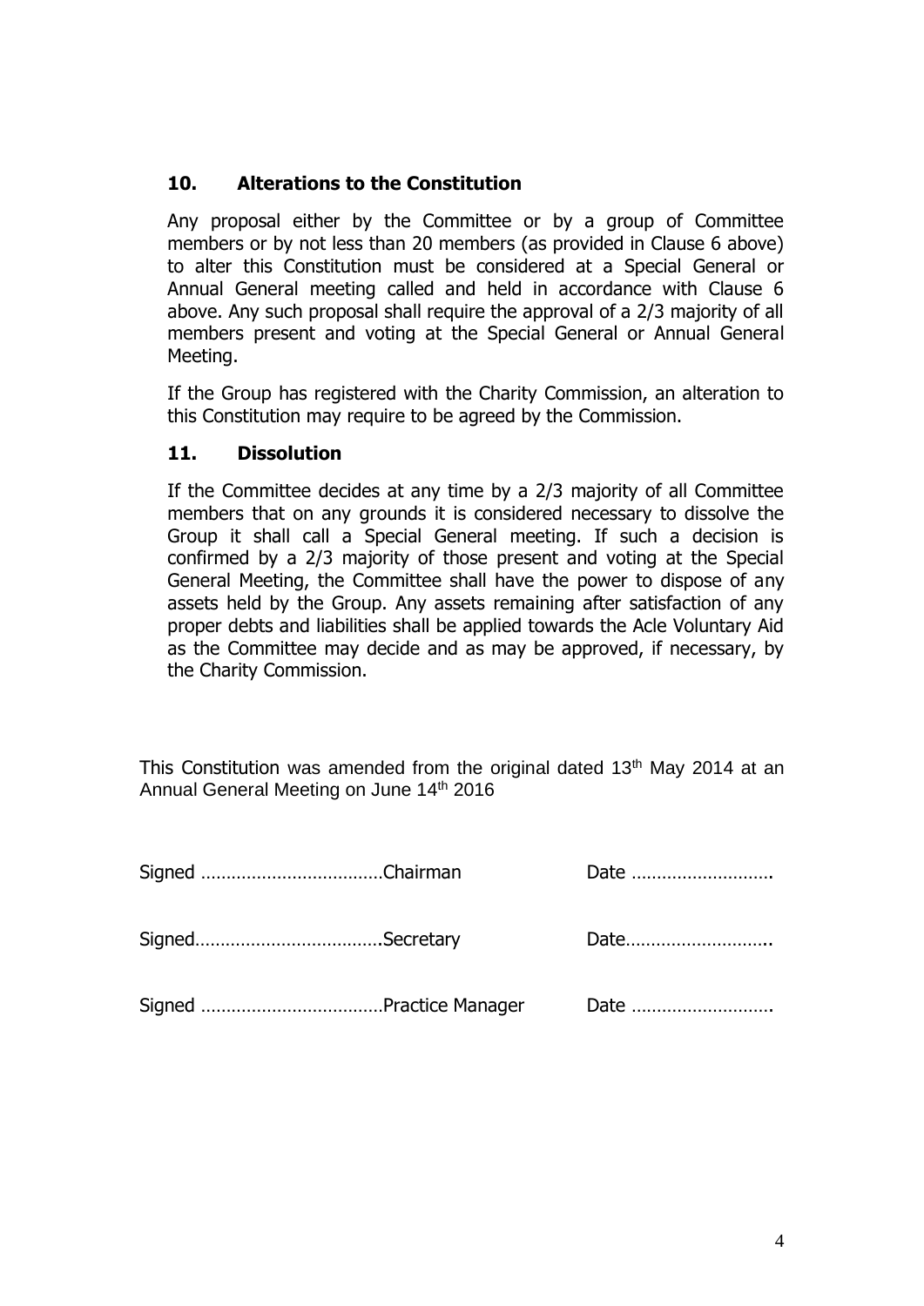## 10. Alterations to the Constitution

Any proposal either by the Committee or by a group of Committee members or by not less than 20 members (as provided in Clause 6 above) to alter this Constitution must be considered at a Special General or Annual General meeting called and held in accordance with Clause 6 above. Any such proposal shall require the approval of a 2/3 majority of all members present and voting at the Special General or Annual General Meeting.

If the Group has registered with the Charity Commission, an alteration to this Constitution may require to be agreed by the Commission.

## 11. Dissolution

If the Committee decides at any time by a 2/3 majority of all Committee members that on any grounds it is considered necessary to dissolve the Group it shall call a Special General meeting. If such a decision is confirmed by a 2/3 majority of those present and voting at the Special General Meeting, the Committee shall have the power to dispose of any assets held by the Group. Any assets remaining after satisfaction of any proper debts and liabilities shall be applied towards the Acle Voluntary Aid as the Committee may decide and as may be approved, if necessary, by the Charity Commission.

This Constitution was amended from the original dated 13th May 2014 at an Annual General Meeting on June 14th 2016

Signed ………………………………Chairman Date ……………………….

Signed……………………………….Secretary Date………………………..

Signed ………………………………Practice Manager Date ……………………….